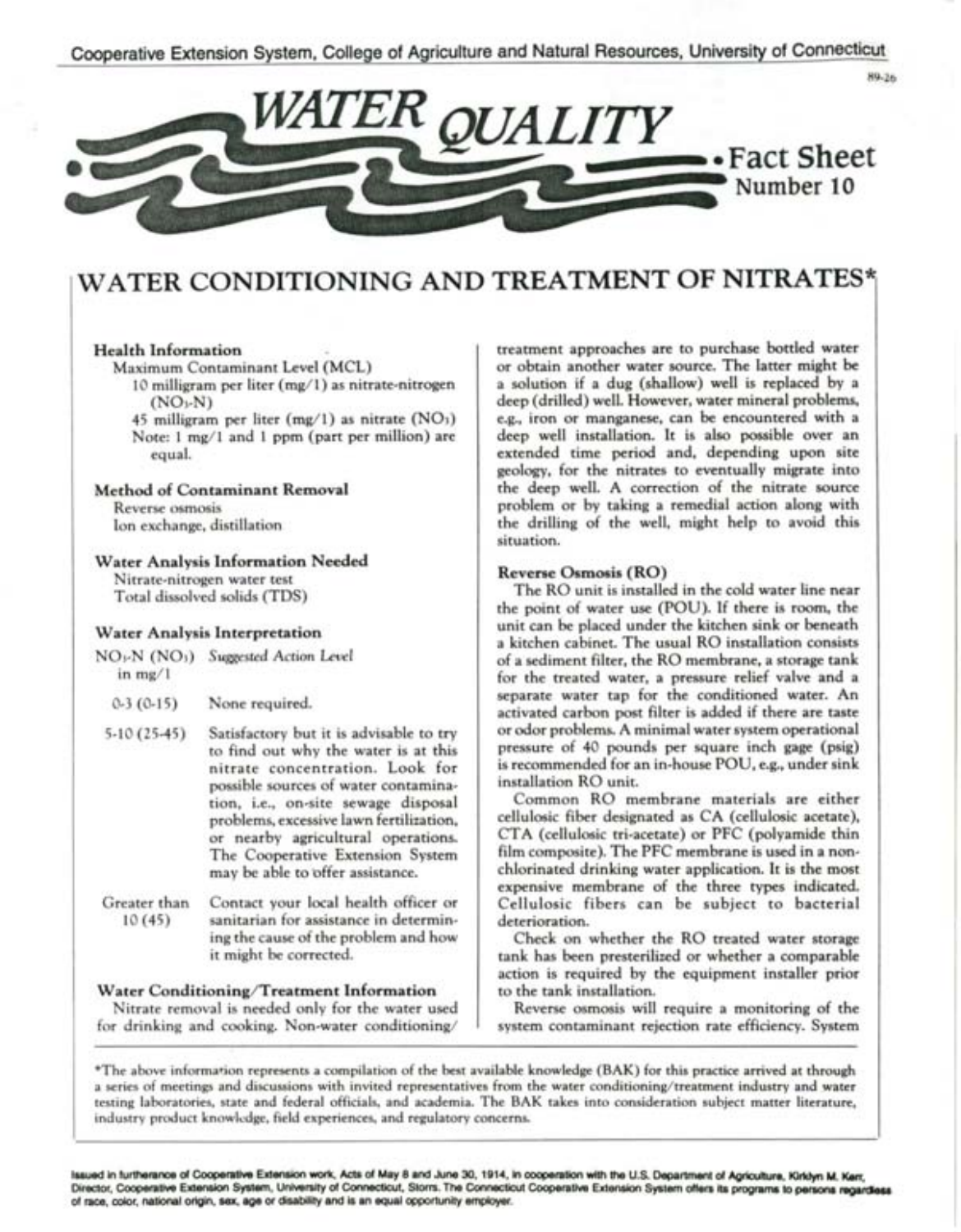Cooperative Extension System, College of Agriculture and Natural Resources, University of Connecticut

89-26

# WATER QUALITY Fact Sheet Number 10

## WATER CONDITIONING AND TREATMENT OF NITRATES*

### Health Information

Maximum Contaminant Level (MCL)

10 milligram per liter (mg/l) as nitrate-nitrogen ($NO_3$-N)

45 milligram per liter (mg/l) as nitrate ($NO_3$)

Note: 1 mg/l and 1 ppm (part per million) are equal.

### Method of Contaminant Removal

Reverse osmosis

Ion exchange, distillation

### Water Analysis Information Needed

Nitrate-nitrogen water test

Total dissolved solids (TDS)

### Water Analysis Interpretation

| $NO_3$-N ($NO_3$) in mg/l | *Suggested Action Level* |
|---|---|
| 0-3 (0-15) | None required. |
| 5-10 (25-45) | Satisfactory but it is advisable to try to find out why the water is at this nitrate concentration. Look for possible sources of water contamination, i.e., on-site sewage disposal problems, excessive lawn fertilization, or nearby agricultural operations. The Cooperative Extension System may be able to offer assistance. |
| Greater than 10 (45) | Contact your local health officer or sanitarian for assistance in determining the cause of the problem and how it might be corrected. |

### Water Conditioning/Treatment Information

Nitrate removal is needed only for the water used for drinking and cooking. Non-water conditioning/treatment approaches are to purchase bottled water or obtain another water source. The latter might be a solution if a dug (shallow) well is replaced by a deep (drilled) well. However, water mineral problems, e.g., iron or manganese, can be encountered with a deep well installation. It is also possible over an extended time period and, depending upon site geology, for the nitrates to eventually migrate into the deep well. A correction of the nitrate source problem or by taking a remedial action along with the drilling of the well, might help to avoid this situation.

### Reverse Osmosis (RO)

The RO unit is installed in the cold water line near the point of water use (POU). If there is room, the unit can be placed under the kitchen sink or beneath a kitchen cabinet. The usual RO installation consists of a sediment filter, the RO membrane, a storage tank for the treated water, a pressure relief valve and a separate water tap for the conditioned water. An activated carbon post filter is added if there are taste or odor problems. A minimal water system operational pressure of 40 pounds per square inch gage (psig) is recommended for an in-house POU, e.g., under sink installation RO unit.

Common RO membrane materials are either cellulosic fiber designated as CA (cellulosic acetate), CTA (cellulosic tri-acetate) or PFC (polyamide thin film composite). The PFC membrane is used in a non-chlorinated drinking water application. It is the most expensive membrane of the three types indicated. Cellulosic fibers can be subject to bacterial deterioration.

Check on whether the RO treated water storage tank has been presterilized or whether a comparable action is required by the equipment installer prior to the tank installation.

Reverse osmosis will require a monitoring of the system contaminant rejection rate efficiency. System

*The above information represents a compilation of the best available knowledge (BAK) for this practice arrived at through a series of meetings and discussions with invited representatives from the water conditioning/treatment industry and water testing laboratories, state and federal officials, and academia. The BAK takes into consideration subject matter literature, industry product knowledge, field experiences, and regulatory concerns.

Issued in furtherance of Cooperative Extension work, Acts of May 8 and June 30, 1914, in cooperation with the U.S. Department of Agriculture, Kirklyn M. Kerr, Director, Cooperative Extension System, University of Connecticut, Storrs. The Connecticut Cooperative Extension System offers its programs to persons regardless of race, color, national origin, sex, age or disability and is an equal opportunity employer.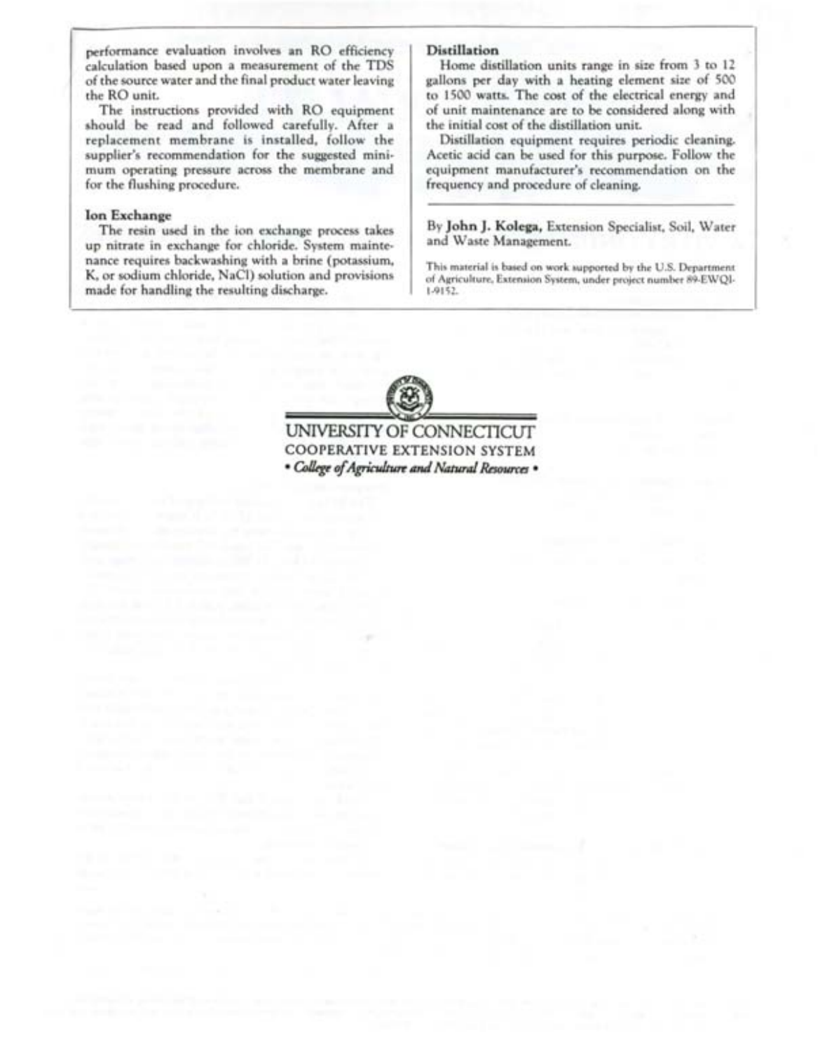performance evaluation involves an RO efficiency calculation based upon a measurement of the TDS of the source water and the final product water leaving the RO unit.

The instructions provided with RO equipment should be read and followed carefully. After a replacement membrane is installed, follow the supplier's recommendation for the suggested minimum operating pressure across the membrane and for the flushing procedure.

### Ion Exchange

The resin used in the ion exchange process takes up nitrate in exchange for chloride. System maintenance requires backwashing with a brine (potassium, K, or sodium chloride, NaCl) solution and provisions made for handling the resulting discharge.

### Distillation

Home distillation units range in size from 3 to 12 gallons per day with a heating element size of 500 to 1500 watts. The cost of the electrical energy and of unit maintenance are to be considered along with the initial cost of the distillation unit.

Distillation equipment requires periodic cleaning. Acetic acid can be used for this purpose. Follow the equipment manufacturer's recommendation on the frequency and procedure of cleaning.

By **John J. Kolega,** Extension Specialist, Soil, Water and Waste Management.

This material is based on work supported by the U.S. Department of Agriculture, Extension System, under project number 89-EWQI-1-9152.

UNIVERSITY OF CONNECTICUT
COOPERATIVE EXTENSION SYSTEM
• *College of Agriculture and Natural Resources* •